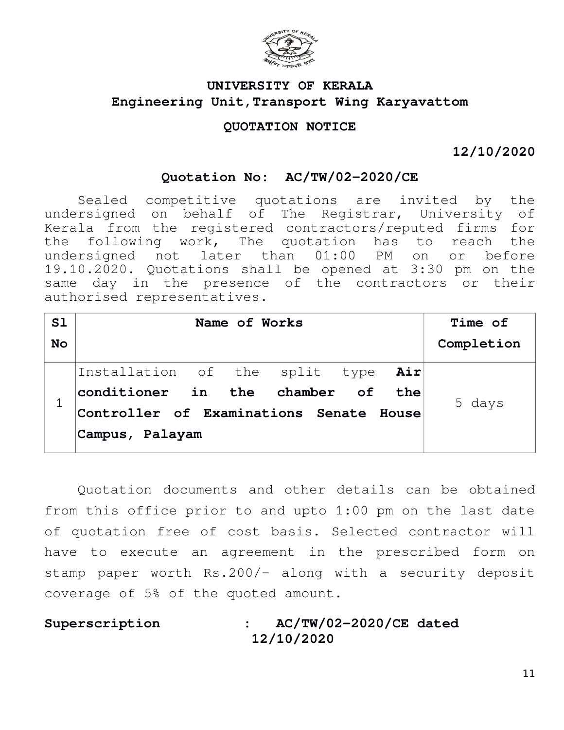# UNIVERSITY OF KERALA

## Engineering Unit,Transport Wing Karyavattom

### QUOTATION NOTICE

**12/10/2020**

**Quotation No: AC/TW/02-2020/CE**

Sealed competitive quotations are invited by the undersigned on behalf of The Registrar, University of Kerala from the registered contractors/reputed firms for the following work, The quotation has to reach the undersigned not later than 01:00 PM on or before 19.10.2020. Quotations shall be opened at 3:30 pm on the same day in the presence of the contractors or their authorised representatives.

| Sl No | Name of Works | Time of Completion |
|---|---|---|
| 1 | Installation of the split type **Air conditioner in the chamber of the Controller of Examinations Senate House Campus, Palayam** | 5 days |

Quotation documents and other details can be obtained from this office prior to and upto 1:00 pm on the last date of quotation free of cost basis. Selected contractor will have to execute an agreement in the prescribed form on stamp paper worth Rs.200/- along with a security deposit coverage of 5% of the quoted amount.

**Superscription : AC/TW/02-2020/CE dated 12/10/2020**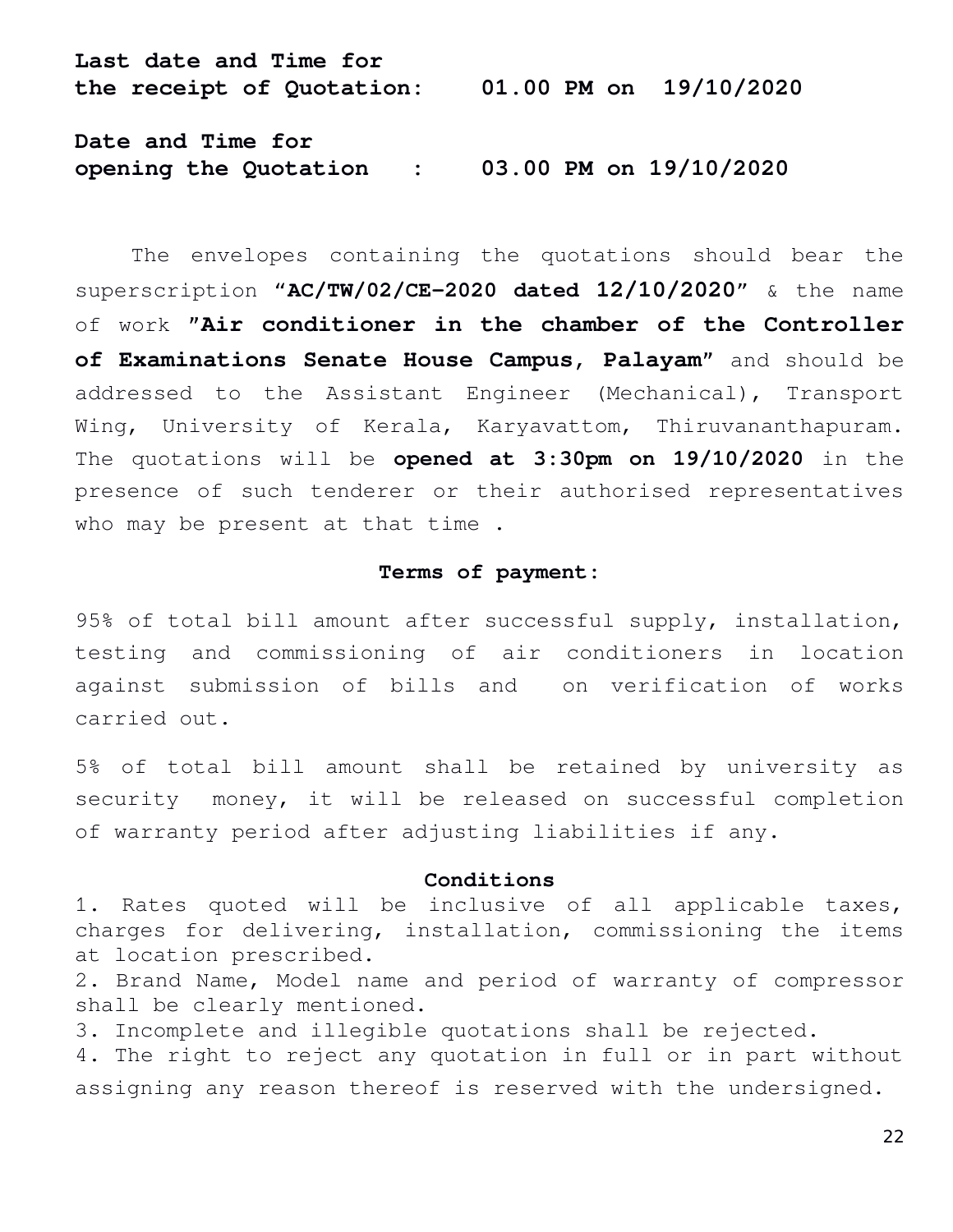**Last date and Time for the receipt of Quotation: 01.00 PM on 19/10/2020**

**Date and Time for opening the Quotation : 03.00 PM on 19/10/2020**

The envelopes containing the quotations should bear the superscription "**AC/TW/02/CE-2020 dated 12/10/2020**" & the name of work "**Air conditioner in the chamber of the Controller of Examinations Senate House Campus, Palayam**" and should be addressed to the Assistant Engineer (Mechanical), Transport Wing, University of Kerala, Karyavattom, Thiruvananthapuram. The quotations will be **opened at 3:30pm on 19/10/2020** in the presence of such tenderer or their authorised representatives who may be present at that time .

**Terms of payment:**

95% of total bill amount after successful supply, installation, testing and commissioning of air conditioners in location against submission of bills and on verification of works carried out.

5% of total bill amount shall be retained by university as security money, it will be released on successful completion of warranty period after adjusting liabilities if any.

**Conditions**

1. Rates quoted will be inclusive of all applicable taxes, charges for delivering, installation, commissioning the items at location prescribed.
2. Brand Name, Model name and period of warranty of compressor shall be clearly mentioned.
3. Incomplete and illegible quotations shall be rejected.
4. The right to reject any quotation in full or in part without assigning any reason thereof is reserved with the undersigned.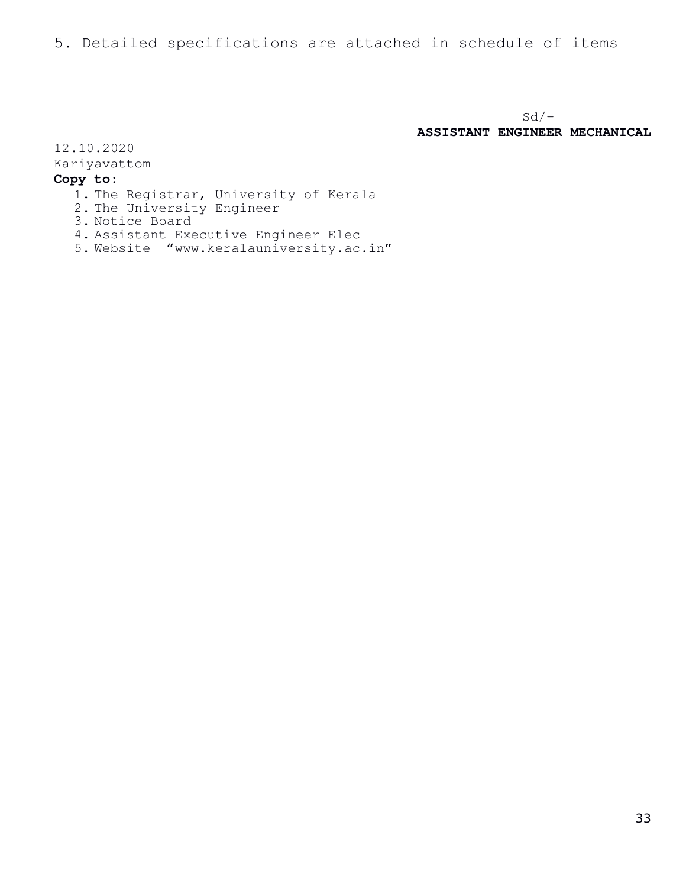5. Detailed specifications are attached in schedule of items

Sd/-

**ASSISTANT ENGINEER MECHANICAL**

12.10.2020

Kariyavattom

**Copy to:**

1. The Registrar, University of Kerala
2. The University Engineer
3. Notice Board
4. Assistant Executive Engineer Elec
5. Website "www.keralauniversity.ac.in"